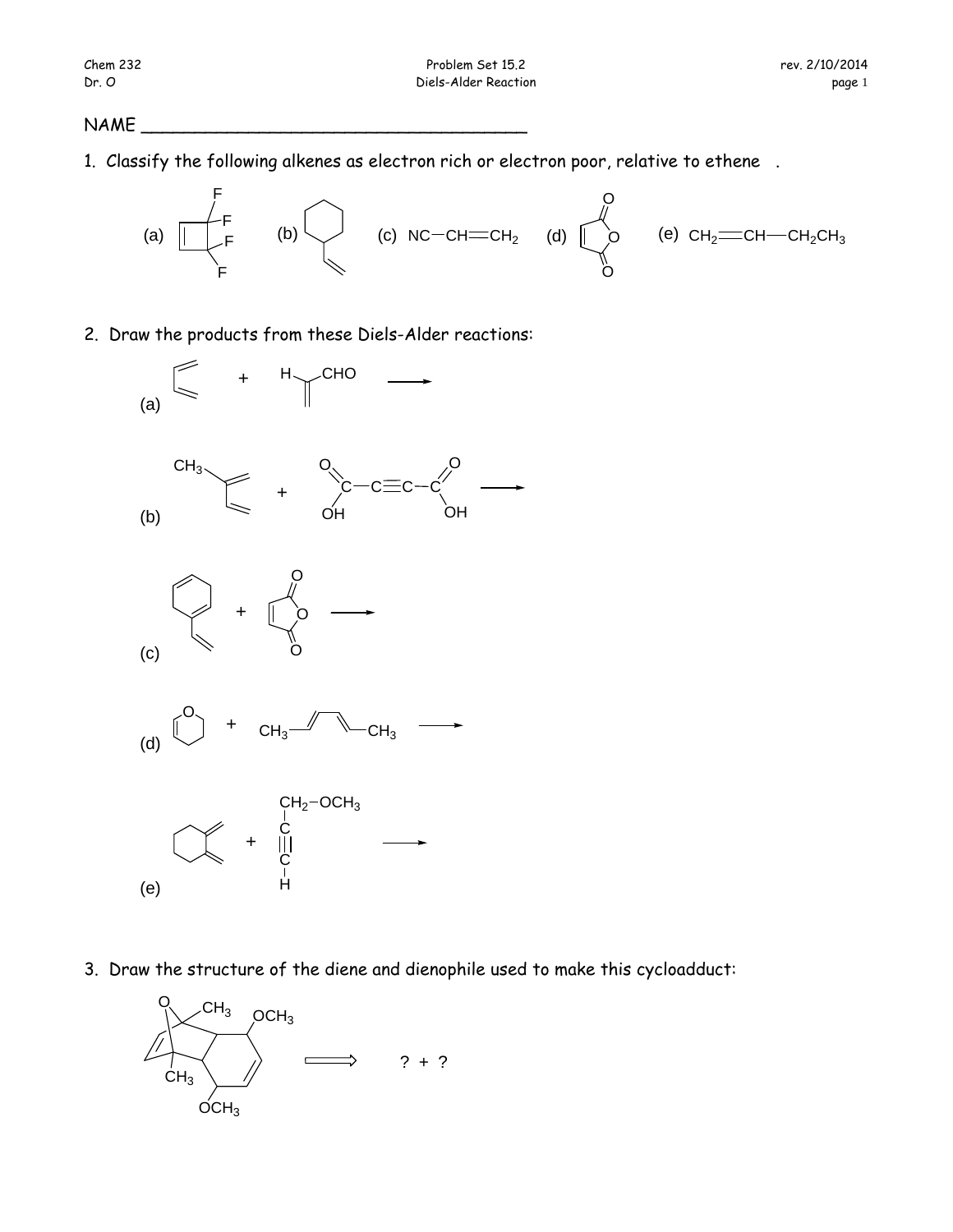NAME ____________________________________

1. Classify the following alkenes as electron rich or electron poor, relative to ethene .

(a) (b) (c) NC—CH═CH$_2$ (d) (e) CH$_2$═CH—CH$_2$CH$_3$

2. Draw the products from these Diels-Alder reactions:

(a)

(b)

(c)

(d)

(e)

3. Draw the structure of the diene and dienophile used to make this cycloadduct:

? + ?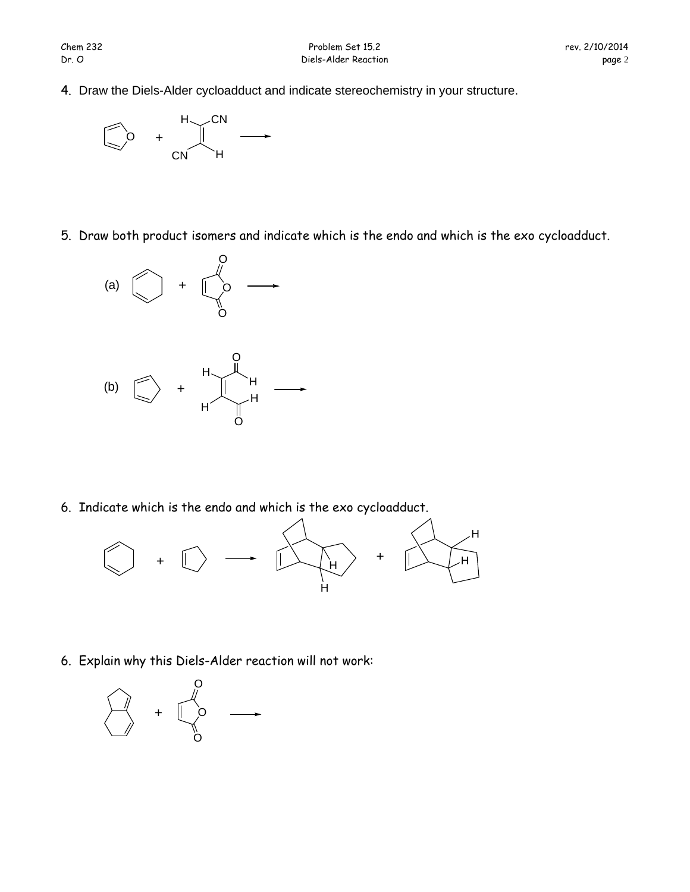4. Draw the Diels-Alder cycloadduct and indicate stereochemistry in your structure.

5. Draw both product isomers and indicate which is the endo and which is the exo cycloadduct.

(a)

(b)

6. Indicate which is the endo and which is the exo cycloadduct.

6. Explain why this Diels-Alder reaction will not work: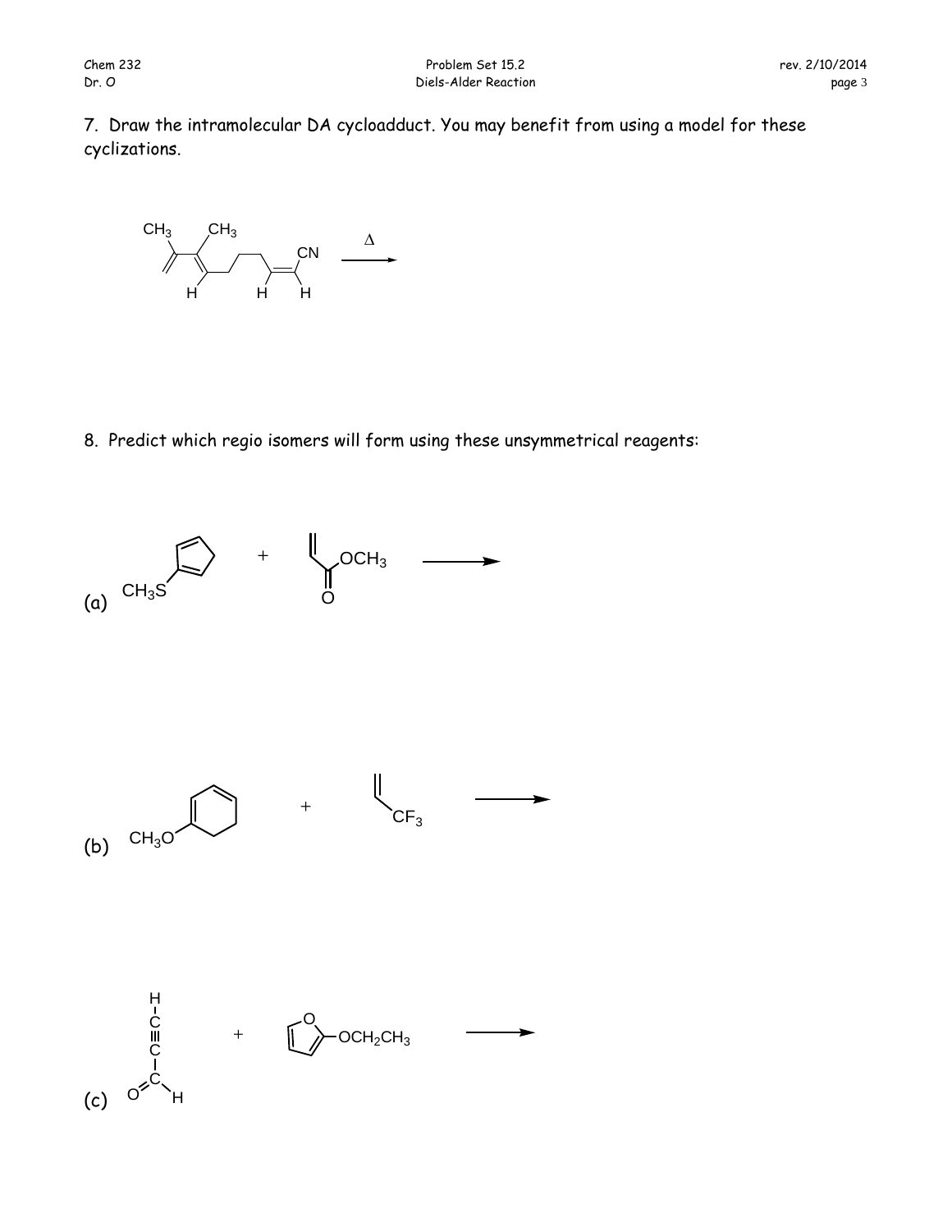7. Draw the intramolecular DA cycloadduct. You may benefit from using a model for these cyclizations.

$CH_3$ $CH_3$ CN H H H $\Delta$

8. Predict which regio isomers will form using these unsymmetrical reagents:

(a) $CH_3S$ + $OCH_3$ O

(b) $CH_3O$ + $CF_3$

(c) H C C C O H + O $OCH_2CH_3$